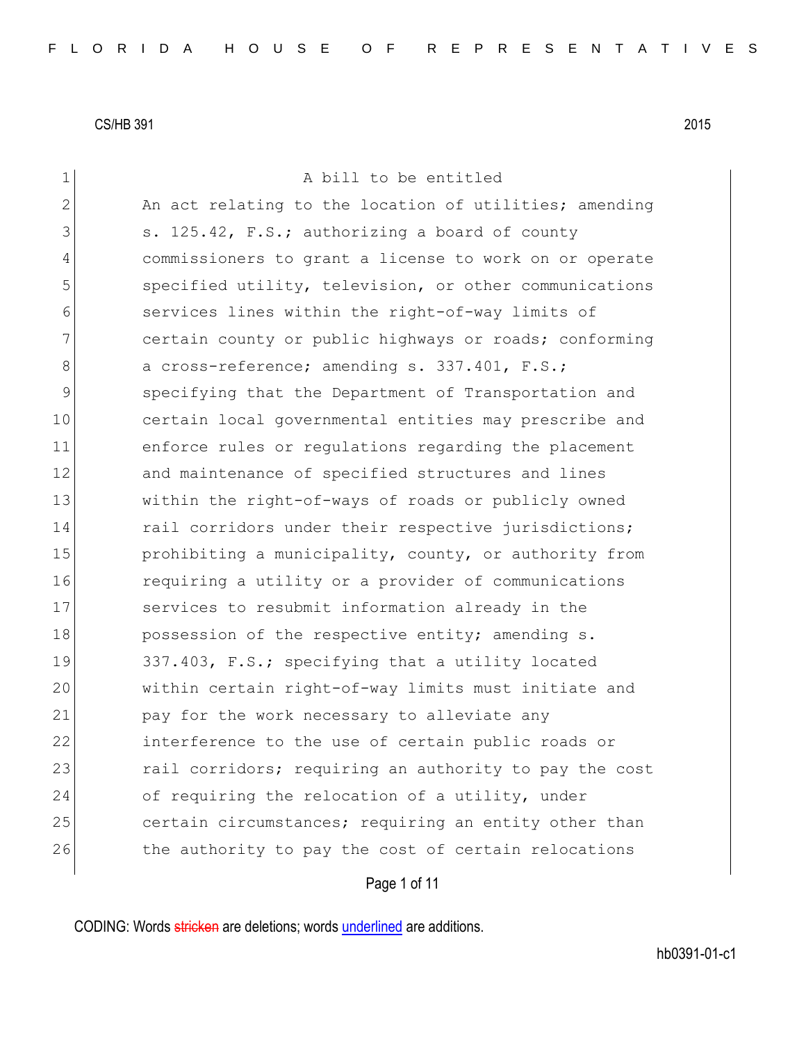CS/HB 391 2015

A bill to be entitled

An act relating to the location of utilities; amending s. 125.42, F.S.; authorizing a board of county commissioners to grant a license to work on or operate specified utility, television, or other communications services lines within the right-of-way limits of certain county or public highways or roads; conforming a cross-reference; amending s. 337.401, F.S.; specifying that the Department of Transportation and certain local governmental entities may prescribe and enforce rules or regulations regarding the placement and maintenance of specified structures and lines within the right-of-ways of roads or publicly owned rail corridors under their respective jurisdictions; prohibiting a municipality, county, or authority from requiring a utility or a provider of communications services to resubmit information already in the possession of the respective entity; amending s. 337.403, F.S.; specifying that a utility located within certain right-of-way limits must initiate and pay for the work necessary to alleviate any interference to the use of certain public roads or rail corridors; requiring an authority to pay the cost of requiring the relocation of a utility, under certain circumstances; requiring an entity other than the authority to pay the cost of certain relocations

CODING: Words stricken are deletions; words underlined are additions.

hb0391-01-c1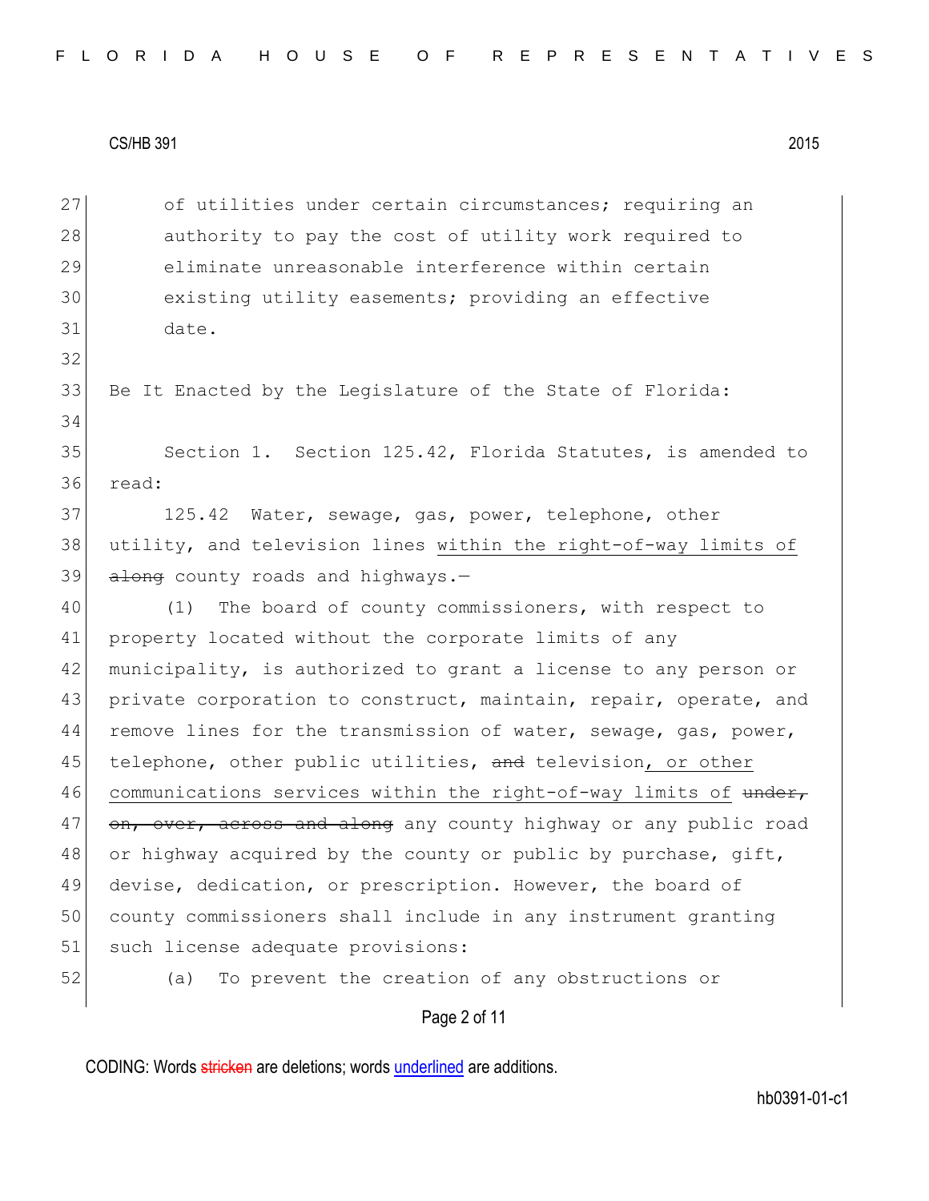of utilities under certain circumstances; requiring an authority to pay the cost of utility work required to eliminate unreasonable interference within certain existing utility easements; providing an effective date.

Be It Enacted by the Legislature of the State of Florida:

Section 1. Section 125.42, Florida Statutes, is amended to read:

125.42 Water, sewage, gas, power, telephone, other utility, and television lines <u>within the right-of-way limits of</u> ~~along~~ county roads and highways.—

(1) The board of county commissioners, with respect to property located without the corporate limits of any municipality, is authorized to grant a license to any person or private corporation to construct, maintain, repair, operate, and remove lines for the transmission of water, sewage, gas, power, telephone, other public utilities, ~~and~~ television<u>, or other communications services within the right-of-way limits of</u> ~~under, on, over, across and along~~ any county highway or any public road or highway acquired by the county or public by purchase, gift, devise, dedication, or prescription. However, the board of county commissioners shall include in any instrument granting such license adequate provisions:

(a) To prevent the creation of any obstructions or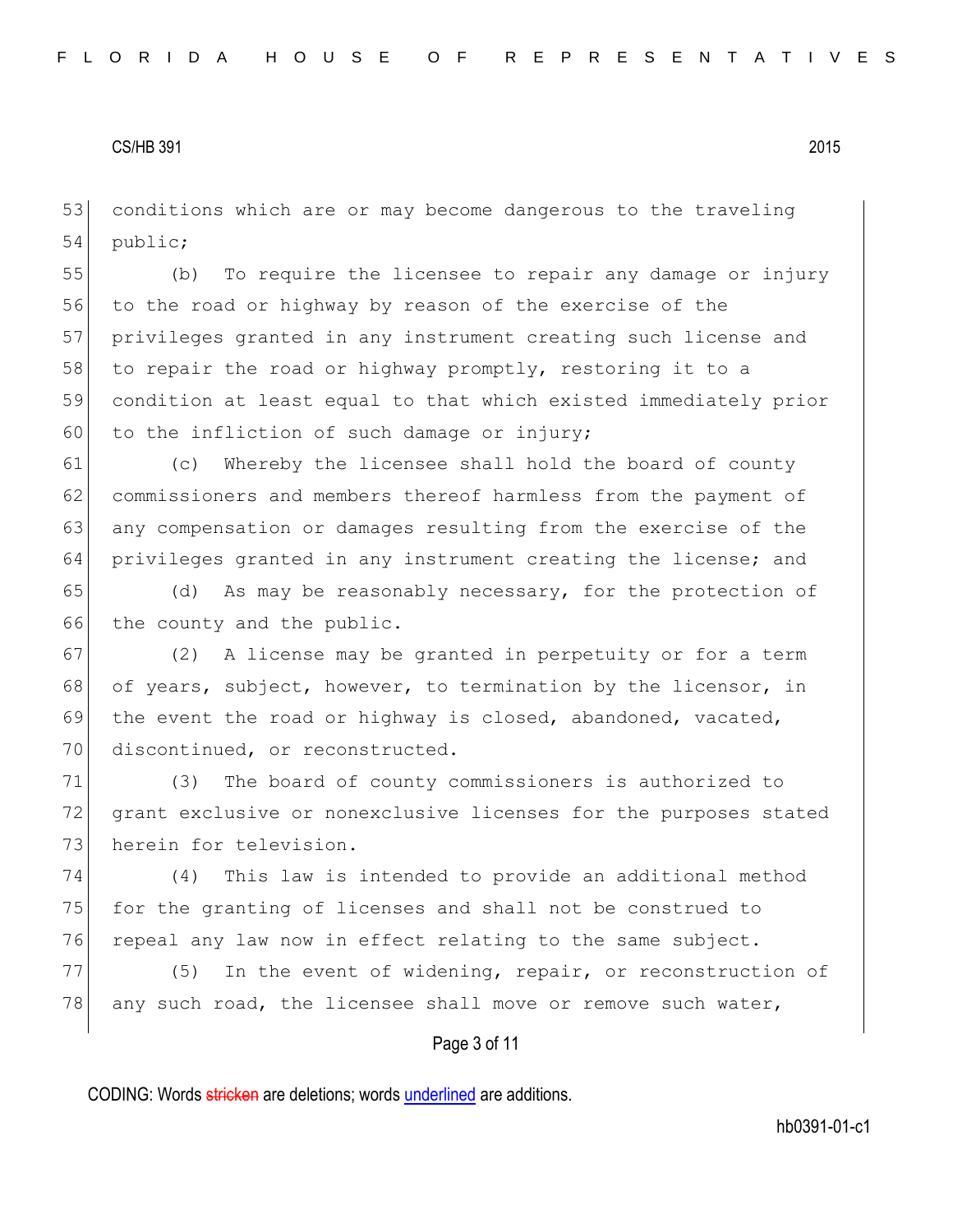conditions which are or may become dangerous to the traveling public;

(b) To require the licensee to repair any damage or injury to the road or highway by reason of the exercise of the privileges granted in any instrument creating such license and to repair the road or highway promptly, restoring it to a condition at least equal to that which existed immediately prior to the infliction of such damage or injury;

(c) Whereby the licensee shall hold the board of county commissioners and members thereof harmless from the payment of any compensation or damages resulting from the exercise of the privileges granted in any instrument creating the license; and

(d) As may be reasonably necessary, for the protection of the county and the public.

(2) A license may be granted in perpetuity or for a term of years, subject, however, to termination by the licensor, in the event the road or highway is closed, abandoned, vacated, discontinued, or reconstructed.

(3) The board of county commissioners is authorized to grant exclusive or nonexclusive licenses for the purposes stated herein for television.

(4) This law is intended to provide an additional method for the granting of licenses and shall not be construed to repeal any law now in effect relating to the same subject.

(5) In the event of widening, repair, or reconstruction of any such road, the licensee shall move or remove such water,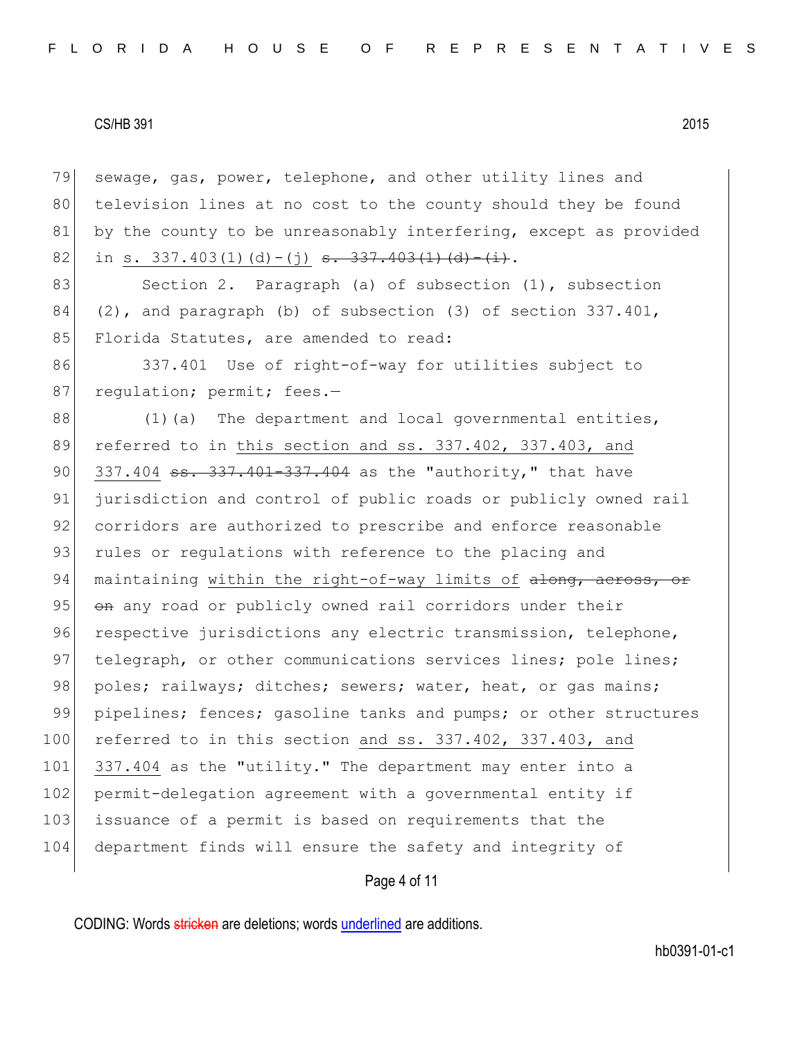sewage, gas, power, telephone, and other utility lines and television lines at no cost to the county should they be found by the county to be unreasonably interfering, except as provided in s. 337.403(1)(d)-(j) ~~s. 337.403(1)(d)-(i)~~.

Section 2. Paragraph (a) of subsection (1), subsection (2), and paragraph (b) of subsection (3) of section 337.401, Florida Statutes, are amended to read:

337.401 Use of right-of-way for utilities subject to regulation; permit; fees.—

(1)(a) The department and local governmental entities, referred to in this section and ss. 337.402, 337.403, and 337.404 ~~ss. 337.401-337.404~~ as the "authority," that have jurisdiction and control of public roads or publicly owned rail corridors are authorized to prescribe and enforce reasonable rules or regulations with reference to the placing and maintaining within the right-of-way limits of ~~along, across, or on~~ any road or publicly owned rail corridors under their respective jurisdictions any electric transmission, telephone, telegraph, or other communications services lines; pole lines; poles; railways; ditches; sewers; water, heat, or gas mains; pipelines; fences; gasoline tanks and pumps; or other structures referred to in this section and ss. 337.402, 337.403, and 337.404 as the "utility." The department may enter into a permit-delegation agreement with a governmental entity if issuance of a permit is based on requirements that the department finds will ensure the safety and integrity of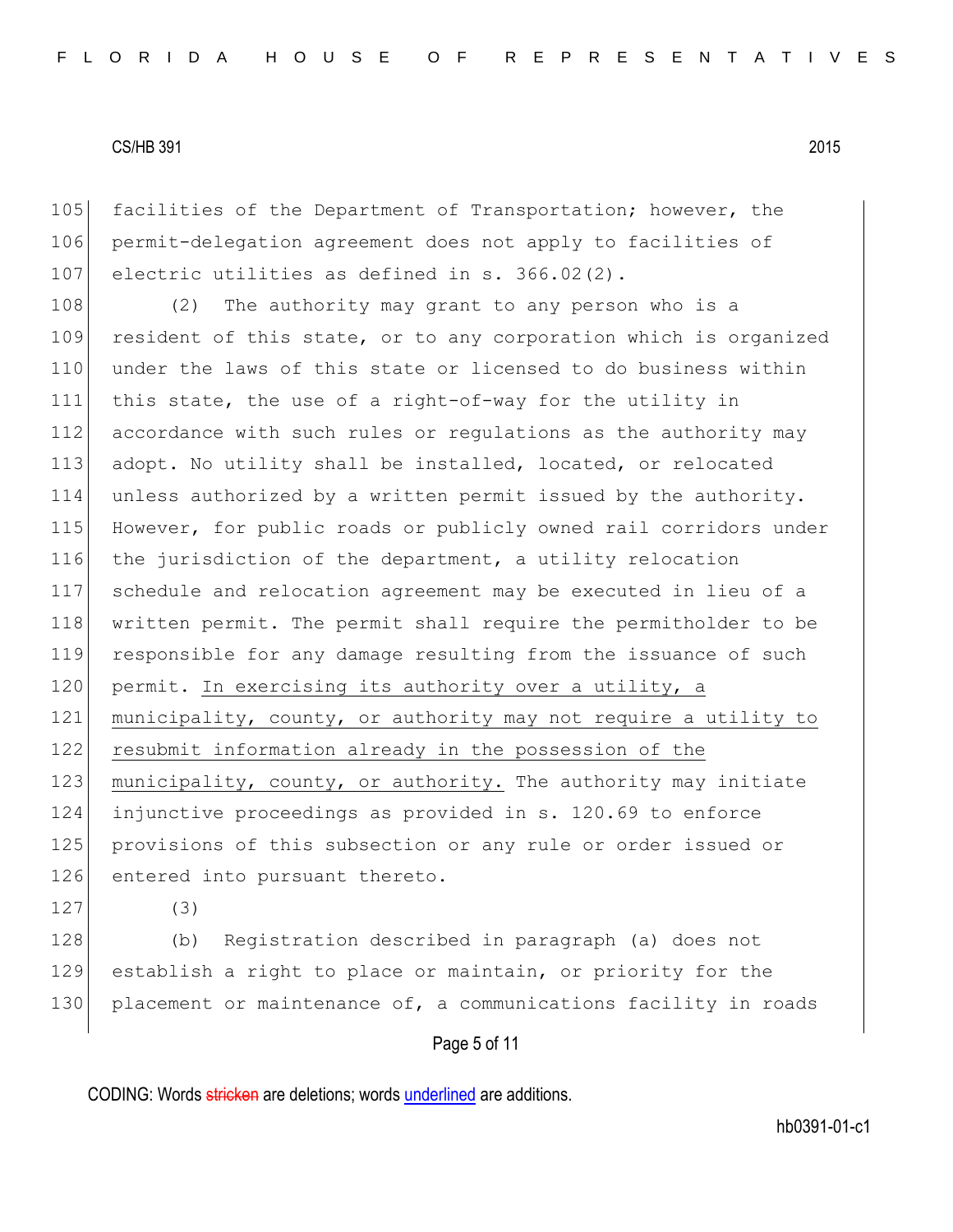facilities of the Department of Transportation; however, the permit-delegation agreement does not apply to facilities of electric utilities as defined in s. 366.02(2).

(2) The authority may grant to any person who is a resident of this state, or to any corporation which is organized under the laws of this state or licensed to do business within this state, the use of a right-of-way for the utility in accordance with such rules or regulations as the authority may adopt. No utility shall be installed, located, or relocated unless authorized by a written permit issued by the authority. However, for public roads or publicly owned rail corridors under the jurisdiction of the department, a utility relocation schedule and relocation agreement may be executed in lieu of a written permit. The permit shall require the permitholder to be responsible for any damage resulting from the issuance of such permit. <u>In exercising its authority over a utility, a municipality, county, or authority may not require a utility to resubmit information already in the possession of the municipality, county, or authority.</u> The authority may initiate injunctive proceedings as provided in s. 120.69 to enforce provisions of this subsection or any rule or order issued or entered into pursuant thereto.

(3)

(b) Registration described in paragraph (a) does not establish a right to place or maintain, or priority for the placement or maintenance of, a communications facility in roads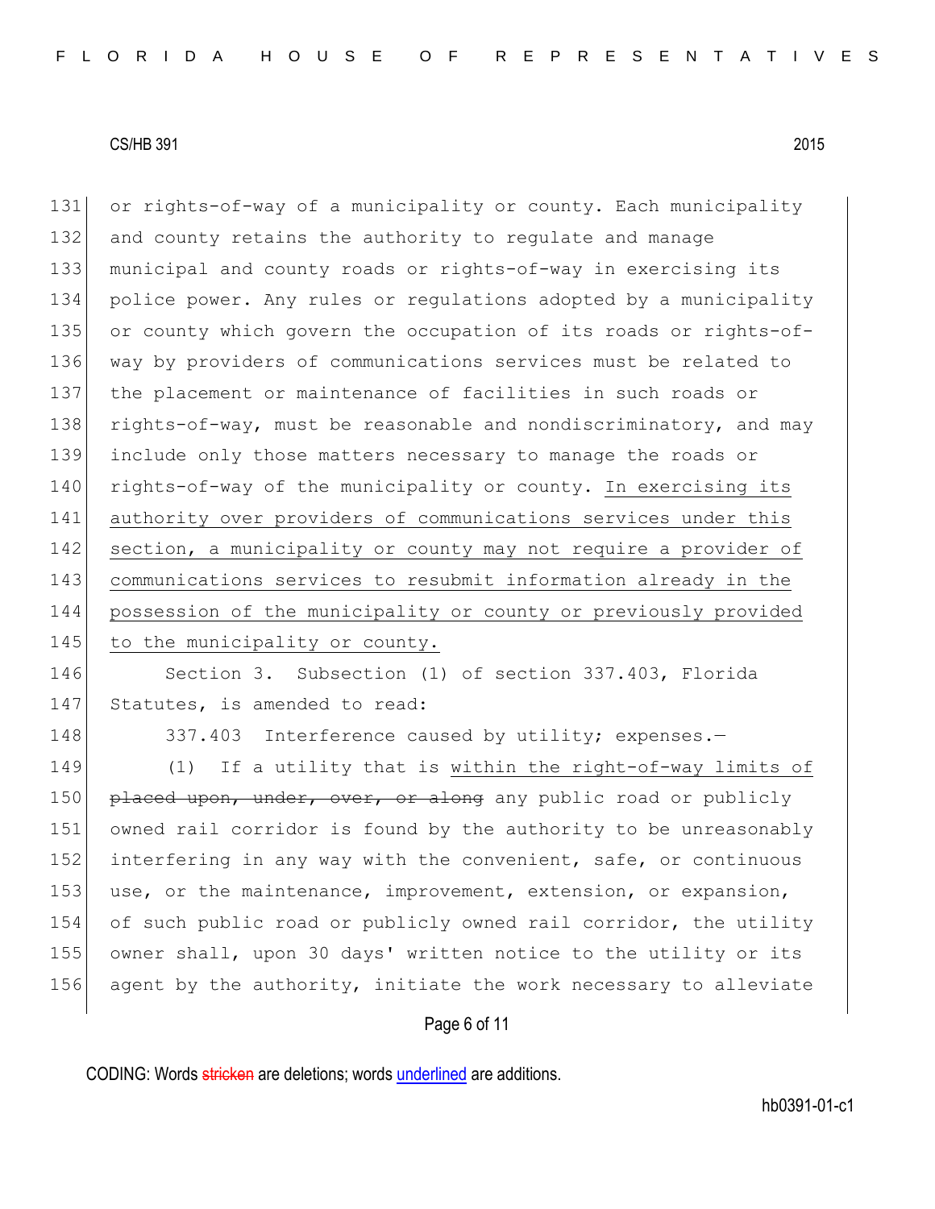or rights-of-way of a municipality or county. Each municipality and county retains the authority to regulate and manage municipal and county roads or rights-of-way in exercising its police power. Any rules or regulations adopted by a municipality or county which govern the occupation of its roads or rights-of-way by providers of communications services must be related to the placement or maintenance of facilities in such roads or rights-of-way, must be reasonable and nondiscriminatory, and may include only those matters necessary to manage the roads or rights-of-way of the municipality or county. <u>In exercising its authority over providers of communications services under this section, a municipality or county may not require a provider of communications services to resubmit information already in the possession of the municipality or county or previously provided to the municipality or county.</u>

Section 3. Subsection (1) of section 337.403, Florida Statutes, is amended to read:

337.403 Interference caused by utility; expenses.—

(1) If a utility that is <u>within the right-of-way limits of</u> ~~placed upon, under, over, or along~~ any public road or publicly owned rail corridor is found by the authority to be unreasonably interfering in any way with the convenient, safe, or continuous use, or the maintenance, improvement, extension, or expansion, of such public road or publicly owned rail corridor, the utility owner shall, upon 30 days' written notice to the utility or its agent by the authority, initiate the work necessary to alleviate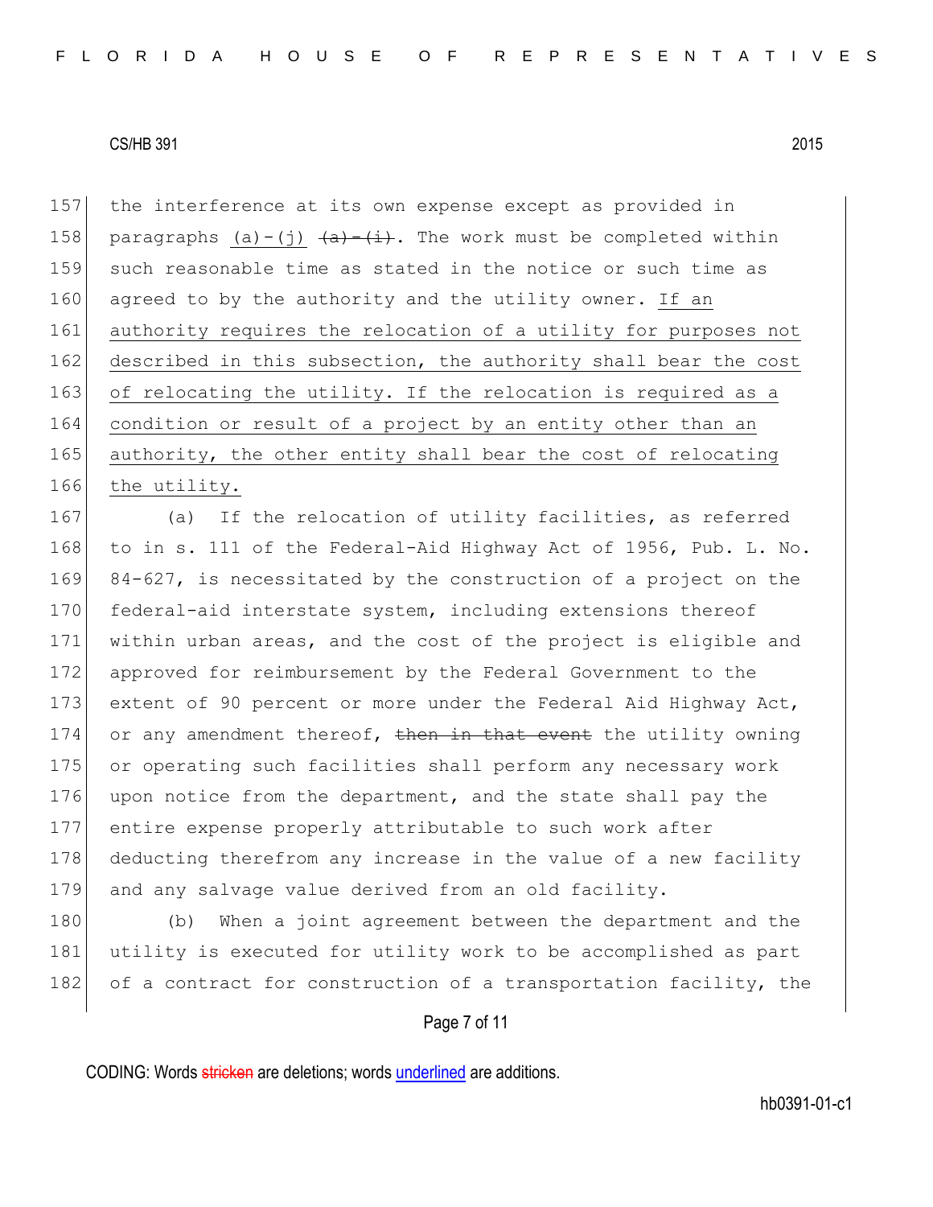157 the interference at its own expense except as provided in
158 paragraphs (a)-(j) ~~(a)-(i)~~. The work must be completed within
159 such reasonable time as stated in the notice or such time as
160 agreed to by the authority and the utility owner. <u>If an</u>
161 <u>authority requires the relocation of a utility for purposes not</u>
162 <u>described in this subsection, the authority shall bear the cost</u>
163 <u>of relocating the utility. If the relocation is required as a</u>
164 <u>condition or result of a project by an entity other than an</u>
165 <u>authority, the other entity shall bear the cost of relocating</u>
166 <u>the utility.</u>

167 (a) If the relocation of utility facilities, as referred
168 to in s. 111 of the Federal-Aid Highway Act of 1956, Pub. L. No.
169 84-627, is necessitated by the construction of a project on the
170 federal-aid interstate system, including extensions thereof
171 within urban areas, and the cost of the project is eligible and
172 approved for reimbursement by the Federal Government to the
173 extent of 90 percent or more under the Federal Aid Highway Act,
174 or any amendment thereof, ~~then in that event~~ the utility owning
175 or operating such facilities shall perform any necessary work
176 upon notice from the department, and the state shall pay the
177 entire expense properly attributable to such work after
178 deducting therefrom any increase in the value of a new facility
179 and any salvage value derived from an old facility.

180 (b) When a joint agreement between the department and the
181 utility is executed for utility work to be accomplished as part
182 of a contract for construction of a transportation facility, the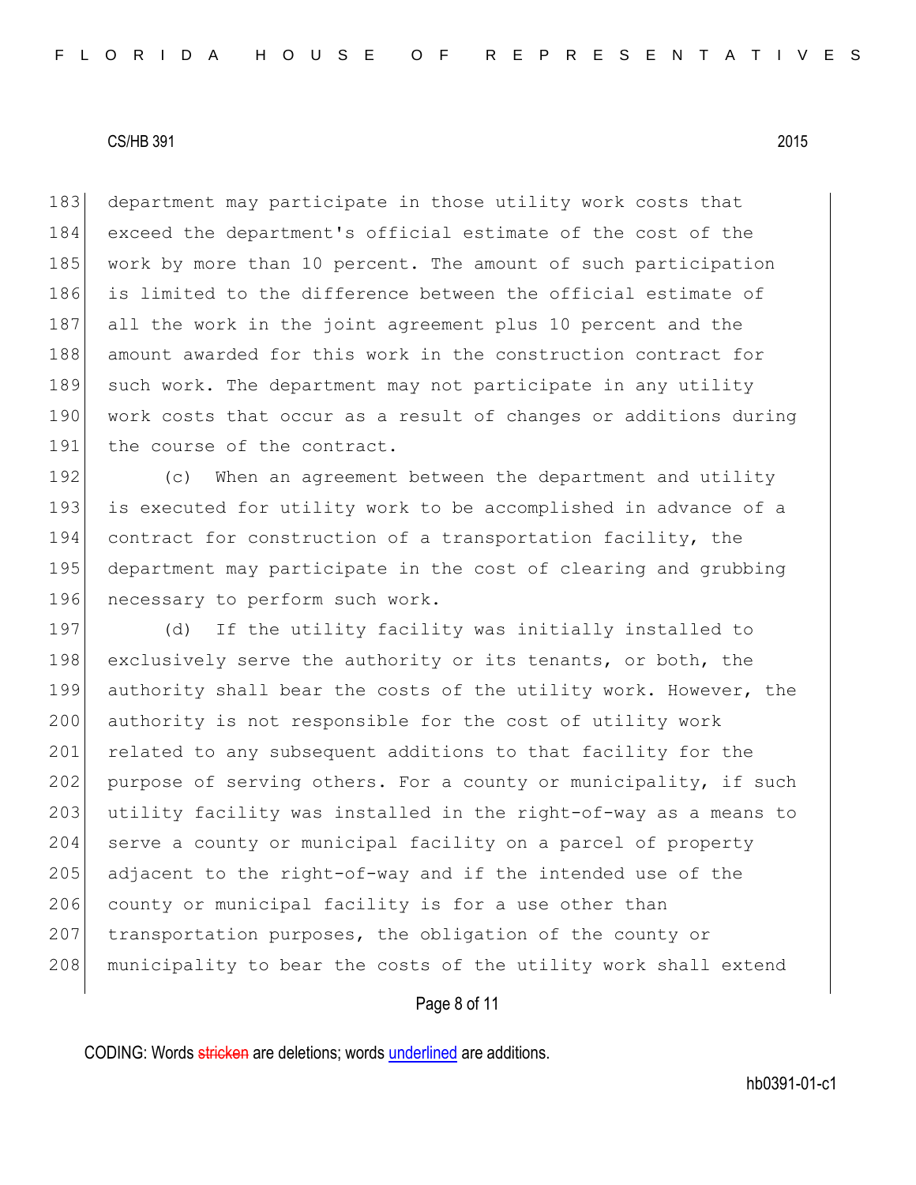department may participate in those utility work costs that exceed the department's official estimate of the cost of the work by more than 10 percent. The amount of such participation is limited to the difference between the official estimate of all the work in the joint agreement plus 10 percent and the amount awarded for this work in the construction contract for such work. The department may not participate in any utility work costs that occur as a result of changes or additions during the course of the contract.

(c) When an agreement between the department and utility is executed for utility work to be accomplished in advance of a contract for construction of a transportation facility, the department may participate in the cost of clearing and grubbing necessary to perform such work.

(d) If the utility facility was initially installed to exclusively serve the authority or its tenants, or both, the authority shall bear the costs of the utility work. However, the authority is not responsible for the cost of utility work related to any subsequent additions to that facility for the purpose of serving others. For a county or municipality, if such utility facility was installed in the right-of-way as a means to serve a county or municipal facility on a parcel of property adjacent to the right-of-way and if the intended use of the county or municipal facility is for a use other than transportation purposes, the obligation of the county or municipality to bear the costs of the utility work shall extend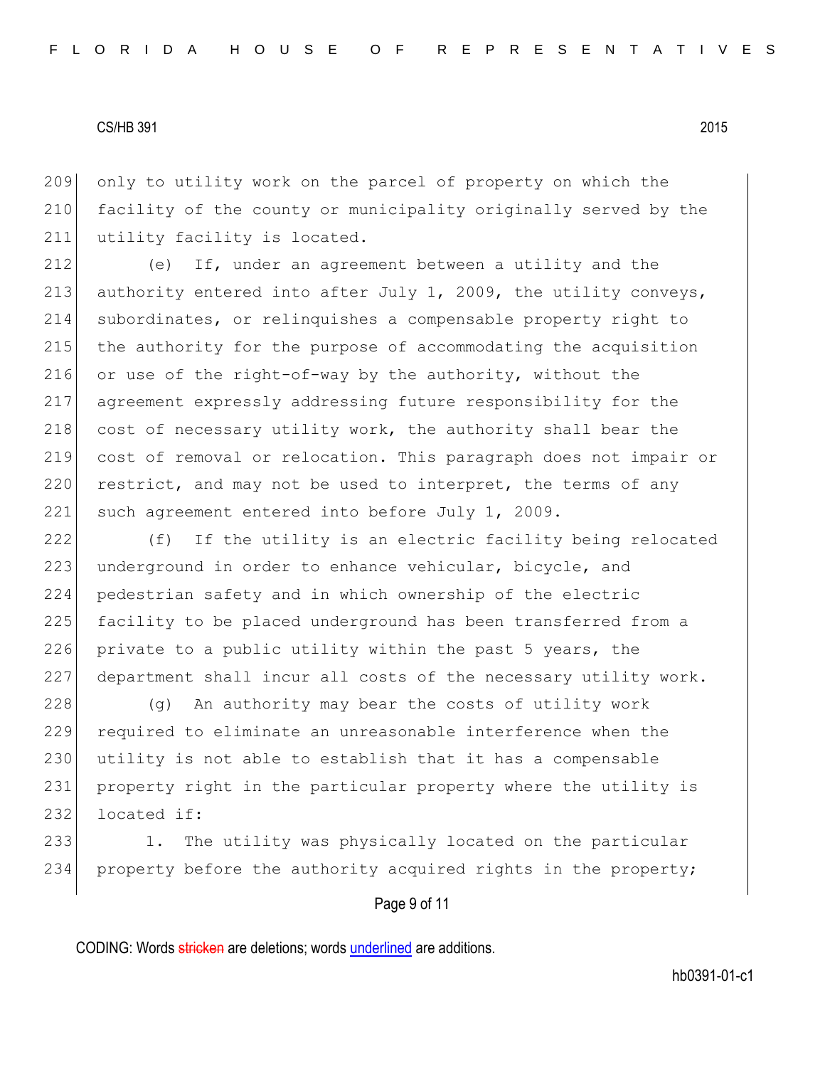only to utility work on the parcel of property on which the facility of the county or municipality originally served by the utility facility is located.

(e) If, under an agreement between a utility and the authority entered into after July 1, 2009, the utility conveys, subordinates, or relinquishes a compensable property right to the authority for the purpose of accommodating the acquisition or use of the right-of-way by the authority, without the agreement expressly addressing future responsibility for the cost of necessary utility work, the authority shall bear the cost of removal or relocation. This paragraph does not impair or restrict, and may not be used to interpret, the terms of any such agreement entered into before July 1, 2009.

(f) If the utility is an electric facility being relocated underground in order to enhance vehicular, bicycle, and pedestrian safety and in which ownership of the electric facility to be placed underground has been transferred from a private to a public utility within the past 5 years, the department shall incur all costs of the necessary utility work.

(g) An authority may bear the costs of utility work required to eliminate an unreasonable interference when the utility is not able to establish that it has a compensable property right in the particular property where the utility is located if:

1. The utility was physically located on the particular property before the authority acquired rights in the property;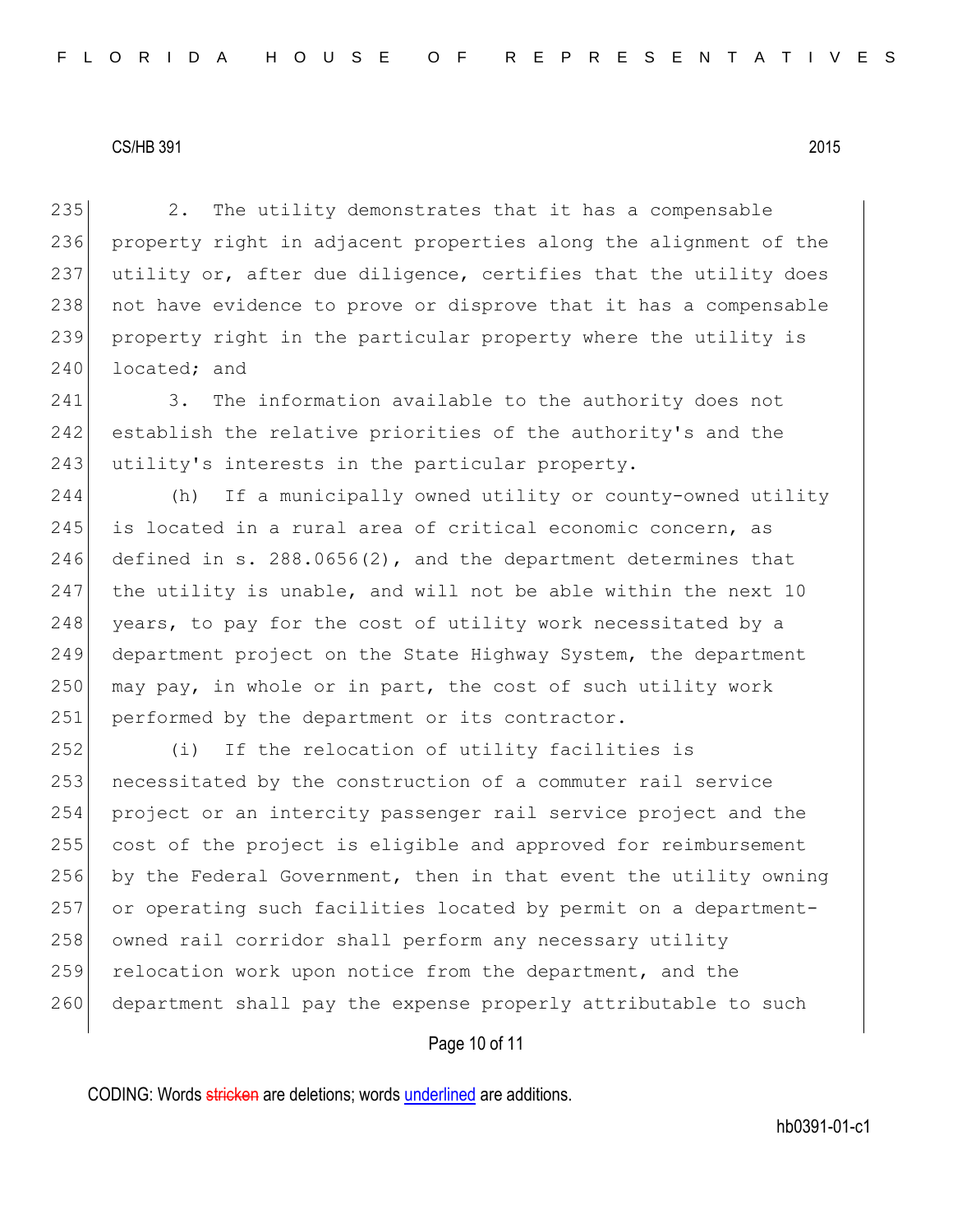2. The utility demonstrates that it has a compensable property right in adjacent properties along the alignment of the utility or, after due diligence, certifies that the utility does not have evidence to prove or disprove that it has a compensable property right in the particular property where the utility is located; and

3. The information available to the authority does not establish the relative priorities of the authority's and the utility's interests in the particular property.

(h) If a municipally owned utility or county-owned utility is located in a rural area of critical economic concern, as defined in s. 288.0656(2), and the department determines that the utility is unable, and will not be able within the next 10 years, to pay for the cost of utility work necessitated by a department project on the State Highway System, the department may pay, in whole or in part, the cost of such utility work performed by the department or its contractor.

(i) If the relocation of utility facilities is necessitated by the construction of a commuter rail service project or an intercity passenger rail service project and the cost of the project is eligible and approved for reimbursement by the Federal Government, then in that event the utility owning or operating such facilities located by permit on a department-owned rail corridor shall perform any necessary utility relocation work upon notice from the department, and the department shall pay the expense properly attributable to such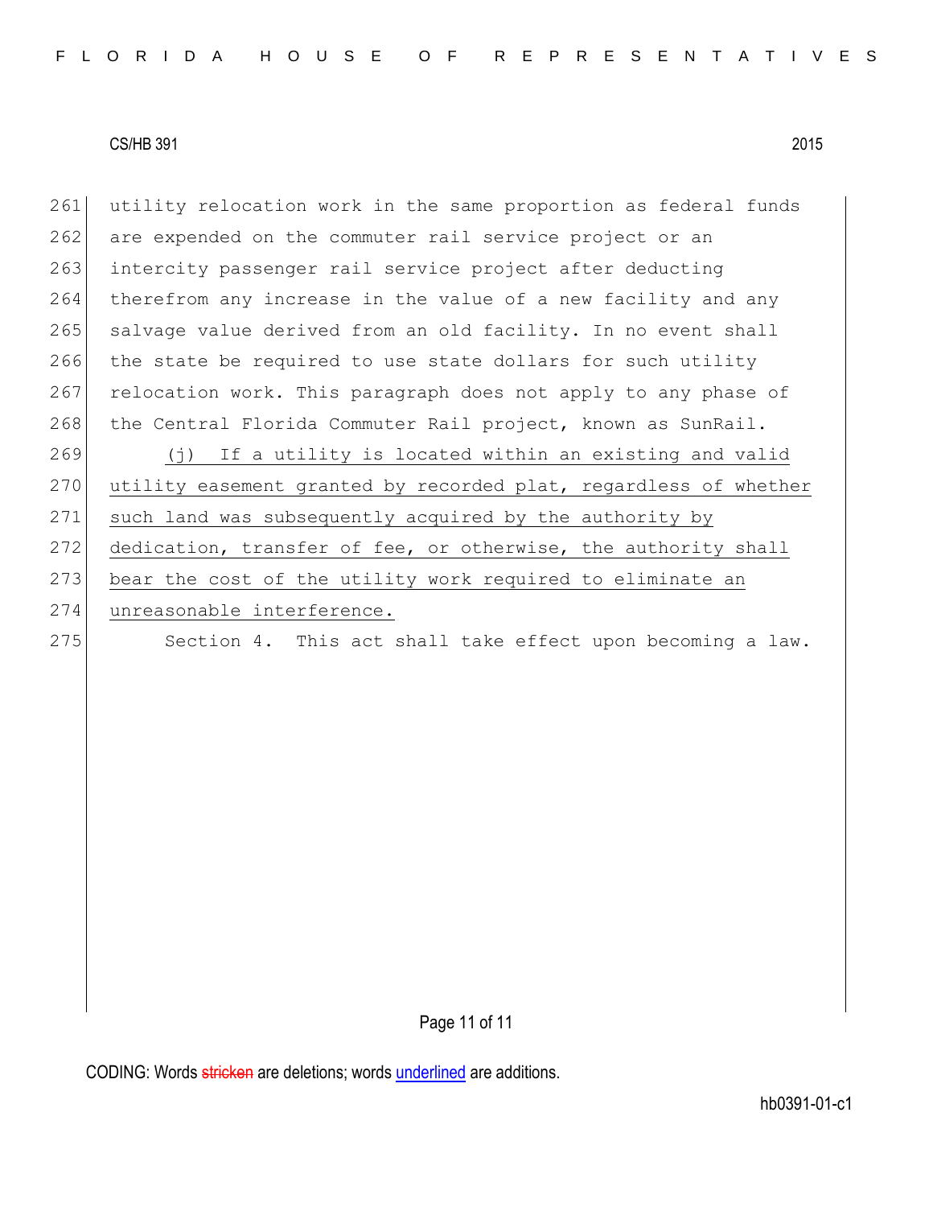261 utility relocation work in the same proportion as federal funds
262 are expended on the commuter rail service project or an
263 intercity passenger rail service project after deducting
264 therefrom any increase in the value of a new facility and any
265 salvage value derived from an old facility. In no event shall
266 the state be required to use state dollars for such utility
267 relocation work. This paragraph does not apply to any phase of
268 the Central Florida Commuter Rail project, known as SunRail.

269 <u>(j) If a utility is located within an existing and valid</u>
270 <u>utility easement granted by recorded plat, regardless of whether</u>
271 <u>such land was subsequently acquired by the authority by</u>
272 <u>dedication, transfer of fee, or otherwise, the authority shall</u>
273 <u>bear the cost of the utility work required to eliminate an</u>
274 <u>unreasonable interference.</u>

275 Section 4. This act shall take effect upon becoming a law.

CODING: Words stricken are deletions; words underlined are additions.

hb0391-01-c1